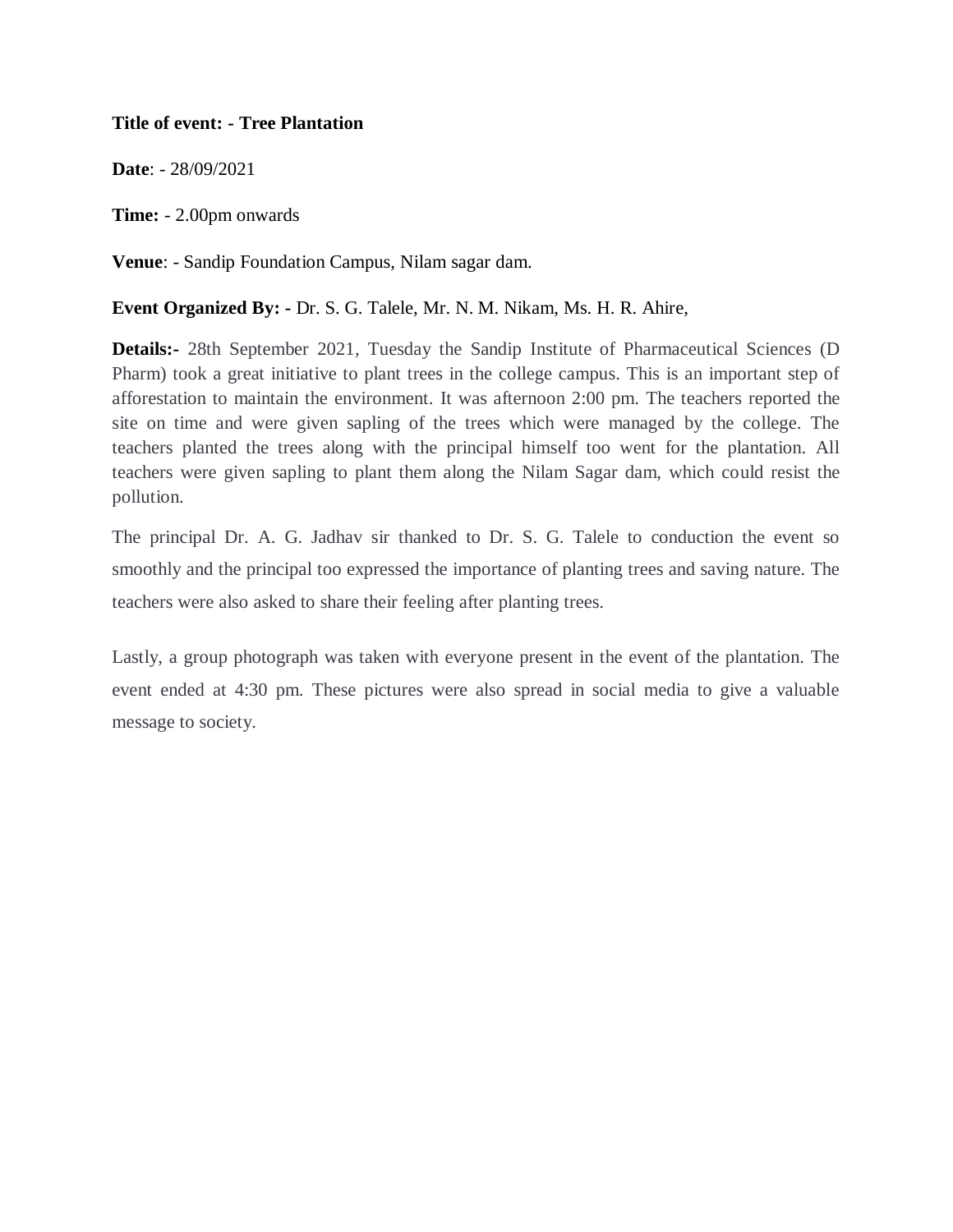**Title of event: - Tree Plantation**

**Date**: - 28/09/2021

**Time:** - 2.00pm onwards

**Venue**: - Sandip Foundation Campus, Nilam sagar dam.

**Event Organized By: -** Dr. S. G. Talele, Mr. N. M. Nikam, Ms. H. R. Ahire,

**Details:-** 28th September 2021, Tuesday the Sandip Institute of Pharmaceutical Sciences (D Pharm) took a great initiative to plant trees in the college campus. This is an important step of afforestation to maintain the environment. It was afternoon 2:00 pm. The teachers reported the site on time and were given sapling of the trees which were managed by the college. The teachers planted the trees along with the principal himself too went for the plantation. All teachers were given sapling to plant them along the Nilam Sagar dam, which could resist the pollution.

The principal Dr. A. G. Jadhav sir thanked to Dr. S. G. Talele to conduction the event so smoothly and the principal too expressed the importance of planting trees and saving nature. The teachers were also asked to share their feeling after planting trees.

Lastly, a group photograph was taken with everyone present in the event of the plantation. The event ended at 4:30 pm. These pictures were also spread in social media to give a valuable message to society.